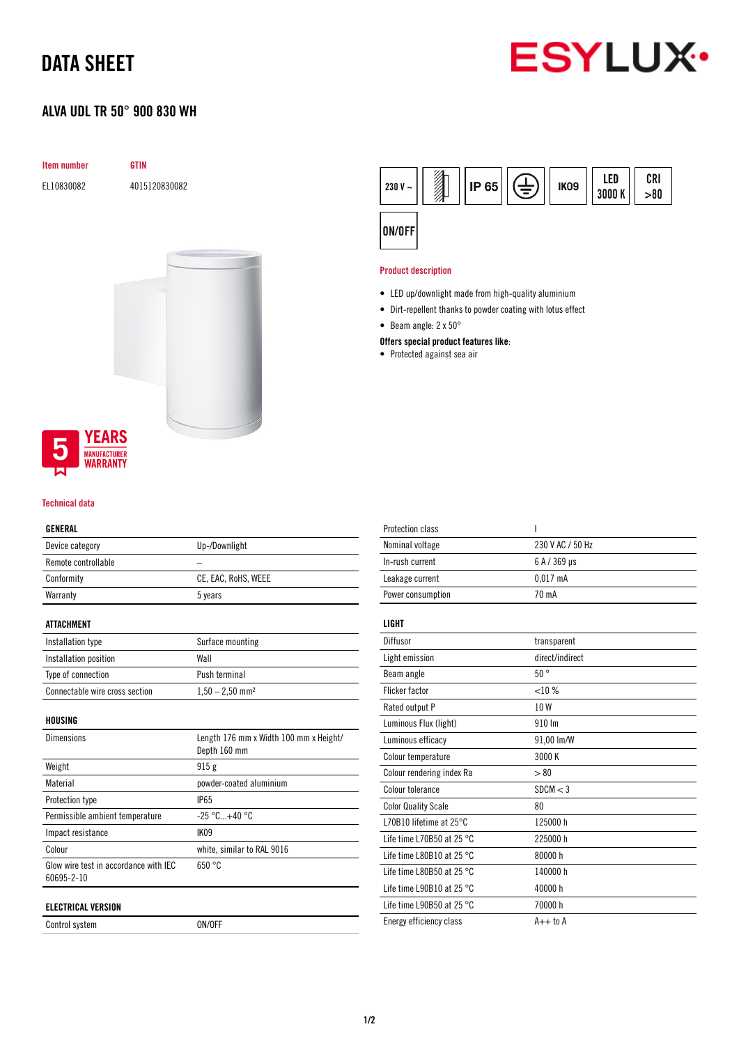# DATA SHEET

ESYLUX

## ALVA UDL TR 50° 900 830 WH

| Item number | GTIN |
| --- | --- |
| EL10830082 | 4015120830082 |

230 V ~ | IP 65 | IK09 | LED 3000 K | CRI >80 | ON/OFF

5 YEARS MANUFACTURER WARRANTY

### Product description

- LED up/downlight made from high-quality aluminium
- Dirt-repellent thanks to powder coating with lotus effect
- Beam angle: 2 x 50°

**Offers special product features like:**

- Protected against sea air

### Technical data

| GENERAL | |
| --- | --- |
| Device category | Up-/Downlight |
| Remote controllable | – |
| Conformity | CE, EAC, RoHS, WEEE |
| Warranty | 5 years |

| ATTACHMENT | |
| --- | --- |
| Installation type | Surface mounting |
| Installation position | Wall |
| Type of connection | Push terminal |
| Connectable wire cross section | 1,50 – 2,50 mm² |

| HOUSING | |
| --- | --- |
| Dimensions | Length 176 mm x Width 100 mm x Height/ Depth 160 mm |
| Weight | 915 g |
| Material | powder-coated aluminium |
| Protection type | IP65 |
| Permissible ambient temperature | -25 °C...+40 °C |
| Impact resistance | IK09 |
| Colour | white, similar to RAL 9016 |
| Glow wire test in accordance with IEC 60695-2-10 | 650 °C |

| ELECTRICAL VERSION | |
| --- | --- |
| Control system | ON/OFF |
| Protection class | I |
| Nominal voltage | 230 V AC / 50 Hz |
| In-rush current | 6 A / 369 µs |
| Leakage current | 0,017 mA |
| Power consumption | 70 mA |

| LIGHT | |
| --- | --- |
| Diffusor | transparent |
| Light emission | direct/indirect |
| Beam angle | 50 ° |
| Flicker factor | <10 % |
| Rated output P | 10 W |
| Luminous Flux (light) | 910 lm |
| Luminous efficacy | 91,00 lm/W |
| Colour temperature | 3000 K |
| Colour rendering index Ra | > 80 |
| Colour tolerance | SDCM < 3 |
| Color Quality Scale | 80 |
| L70B10 lifetime at 25°C | 125000 h |
| Life time L70B50 at 25 °C | 225000 h |
| Life time L80B10 at 25 °C | 80000 h |
| Life time L80B50 at 25 °C | 140000 h |
| Life time L90B10 at 25 °C | 40000 h |
| Life time L90B50 at 25 °C | 70000 h |
| Energy efficiency class | A++ to A |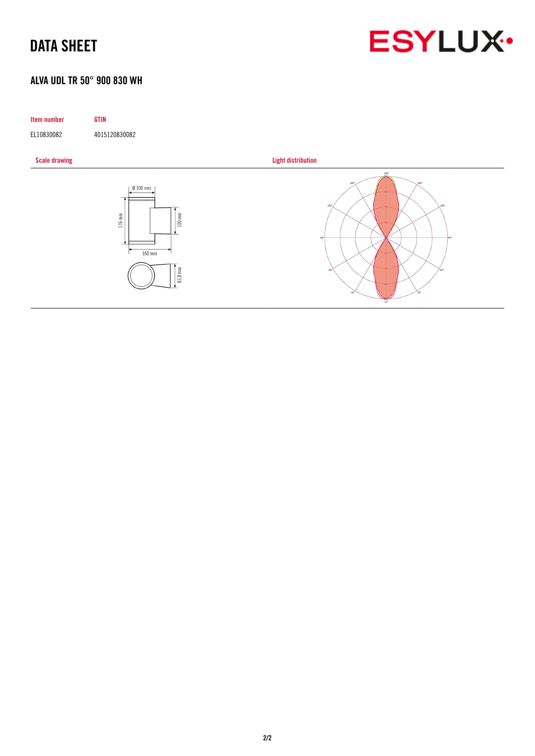# DATA SHEET

## ALVA UDL TR 50° 900 830 WH

| Item number | GTIN |
| --- | --- |
| EL10830082 | 4015120830082 |

**Scale drawing**

Ø 100 mm
176 mm
100 mm
160 mm
83,8 mm

**Light distribution**

180°
150°
150°
120°
120°
90°
90°
60°
60°
30°
30°
0°